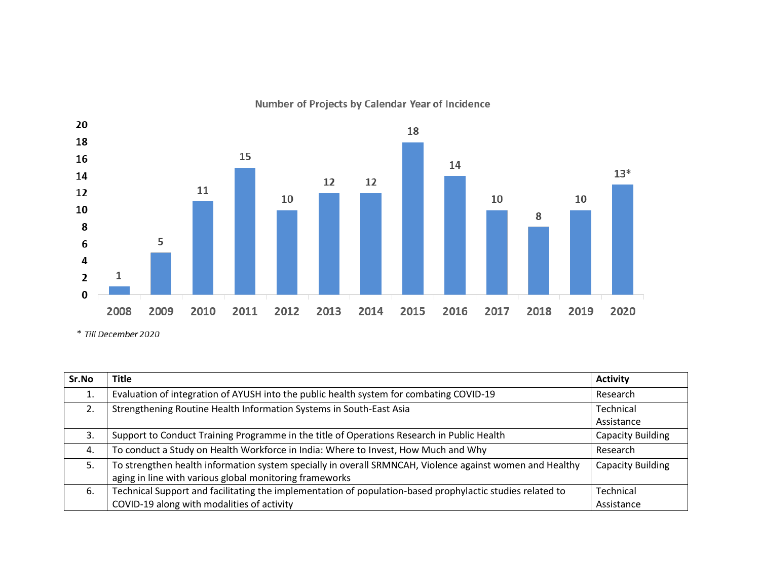**Number of Projects by Calendar Year of Incidence**

| Year | Number of Projects |
|---|---|
| 2008 | 1 |
| 2009 | 5 |
| 2010 | 11 |
| 2011 | 15 |
| 2012 | 10 |
| 2013 | 12 |
| 2014 | 12 |
| 2015 | 18 |
| 2016 | 14 |
| 2017 | 10 |
| 2018 | 8 |
| 2019 | 10 |
| 2020 | 13* |

\* *Till December 2020*

| Sr.No | Title | Activity |
|---|---|---|
| 1. | Evaluation of integration of AYUSH into the public health system for combating COVID-19 | Research |
| 2. | Strengthening Routine Health Information Systems in South-East Asia | Technical Assistance |
| 3. | Support to Conduct Training Programme in the title of Operations Research in Public Health | Capacity Building |
| 4. | To conduct a Study on Health Workforce in India: Where to Invest, How Much and Why | Research |
| 5. | To strengthen health information system specially in overall SRMNCAH, Violence against women and Healthy aging in line with various global monitoring frameworks | Capacity Building |
| 6. | Technical Support and facilitating the implementation of population-based prophylactic studies related to COVID-19 along with modalities of activity | Technical Assistance |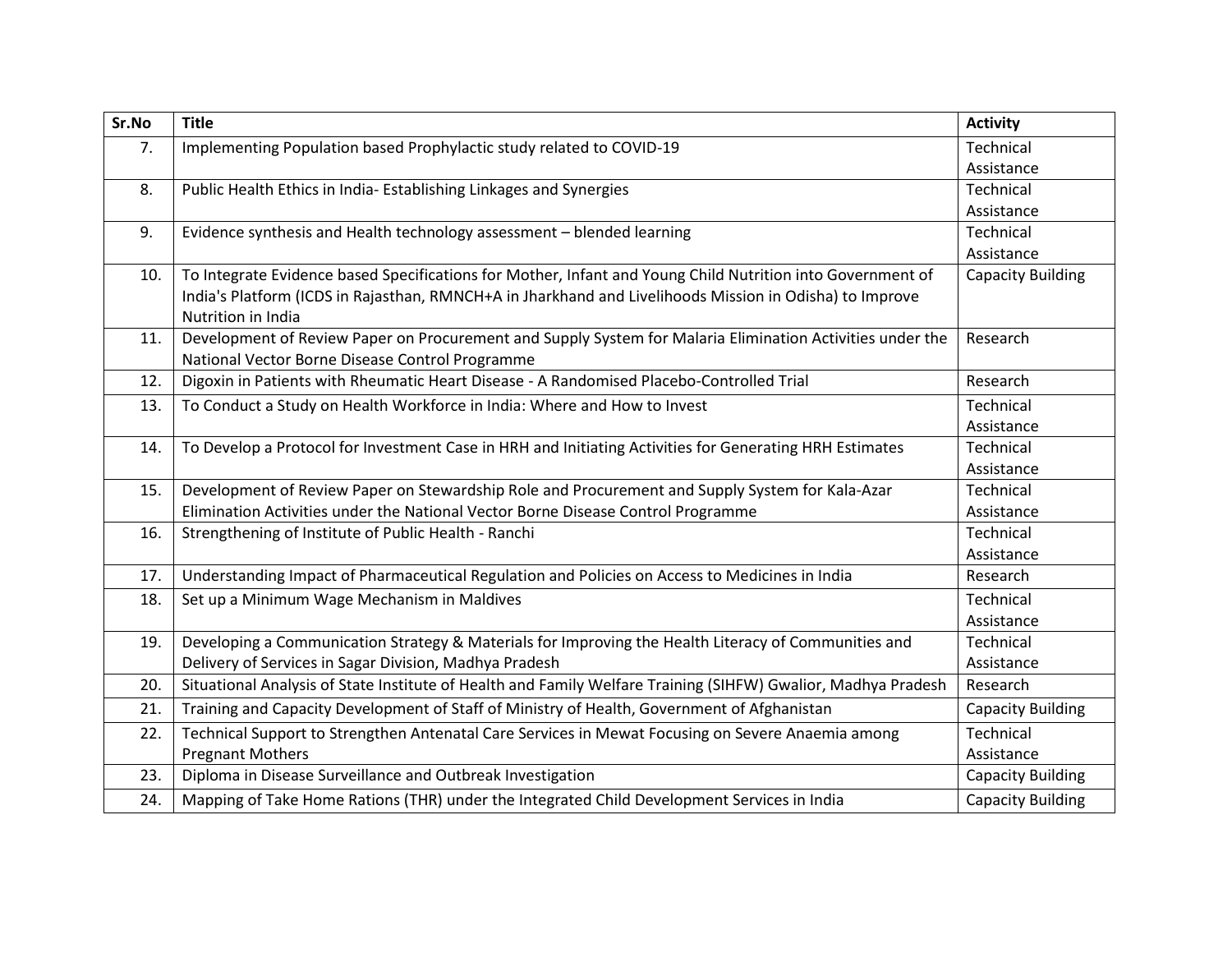| Sr.No | Title | Activity |
|---|---|---|
| 7. | Implementing Population based Prophylactic study related to COVID-19 | Technical Assistance |
| 8. | Public Health Ethics in India- Establishing Linkages and Synergies | Technical Assistance |
| 9. | Evidence synthesis and Health technology assessment – blended learning | Technical Assistance |
| 10. | To Integrate Evidence based Specifications for Mother, Infant and Young Child Nutrition into Government of India's Platform (ICDS in Rajasthan, RMNCH+A in Jharkhand and Livelihoods Mission in Odisha) to Improve Nutrition in India | Capacity Building |
| 11. | Development of Review Paper on Procurement and Supply System for Malaria Elimination Activities under the National Vector Borne Disease Control Programme | Research |
| 12. | Digoxin in Patients with Rheumatic Heart Disease - A Randomised Placebo-Controlled Trial | Research |
| 13. | To Conduct a Study on Health Workforce in India: Where and How to Invest | Technical Assistance |
| 14. | To Develop a Protocol for Investment Case in HRH and Initiating Activities for Generating HRH Estimates | Technical Assistance |
| 15. | Development of Review Paper on Stewardship Role and Procurement and Supply System for Kala-Azar Elimination Activities under the National Vector Borne Disease Control Programme | Technical Assistance |
| 16. | Strengthening of Institute of Public Health - Ranchi | Technical Assistance |
| 17. | Understanding Impact of Pharmaceutical Regulation and Policies on Access to Medicines in India | Research |
| 18. | Set up a Minimum Wage Mechanism in Maldives | Technical Assistance |
| 19. | Developing a Communication Strategy & Materials for Improving the Health Literacy of Communities and Delivery of Services in Sagar Division, Madhya Pradesh | Technical Assistance |
| 20. | Situational Analysis of State Institute of Health and Family Welfare Training (SIHFW) Gwalior, Madhya Pradesh | Research |
| 21. | Training and Capacity Development of Staff of Ministry of Health, Government of Afghanistan | Capacity Building |
| 22. | Technical Support to Strengthen Antenatal Care Services in Mewat Focusing on Severe Anaemia among Pregnant Mothers | Technical Assistance |
| 23. | Diploma in Disease Surveillance and Outbreak Investigation | Capacity Building |
| 24. | Mapping of Take Home Rations (THR) under the Integrated Child Development Services in India | Capacity Building |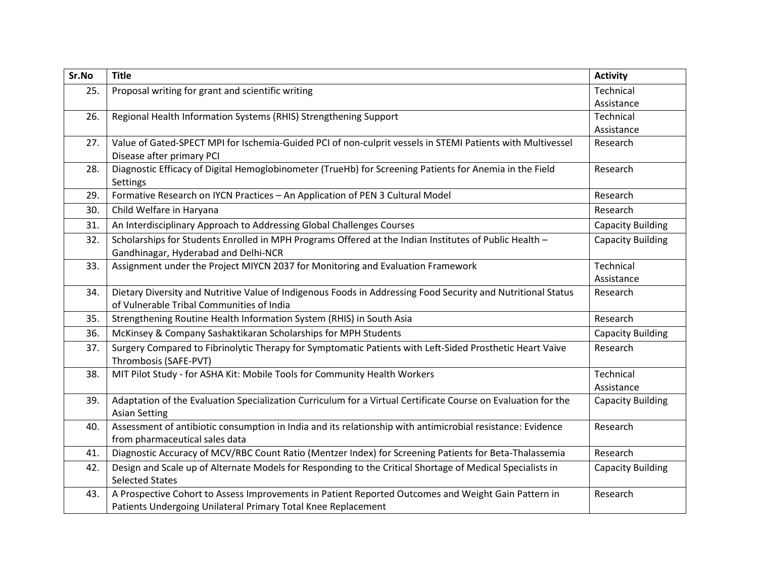| Sr.No | Title | Activity |
|---|---|---|
| 25. | Proposal writing for grant and scientific writing | Technical Assistance |
| 26. | Regional Health Information Systems (RHIS) Strengthening Support | Technical Assistance |
| 27. | Value of Gated-SPECT MPI for Ischemia-Guided PCI of non-culprit vessels in STEMI Patients with Multivessel Disease after primary PCI | Research |
| 28. | Diagnostic Efficacy of Digital Hemoglobinometer (TrueHb) for Screening Patients for Anemia in the Field Settings | Research |
| 29. | Formative Research on IYCN Practices – An Application of PEN 3 Cultural Model | Research |
| 30. | Child Welfare in Haryana | Research |
| 31. | An Interdisciplinary Approach to Addressing Global Challenges Courses | Capacity Building |
| 32. | Scholarships for Students Enrolled in MPH Programs Offered at the Indian Institutes of Public Health – Gandhinagar, Hyderabad and Delhi-NCR | Capacity Building |
| 33. | Assignment under the Project MIYCN 2037 for Monitoring and Evaluation Framework | Technical Assistance |
| 34. | Dietary Diversity and Nutritive Value of Indigenous Foods in Addressing Food Security and Nutritional Status of Vulnerable Tribal Communities of India | Research |
| 35. | Strengthening Routine Health Information System (RHIS) in South Asia | Research |
| 36. | McKinsey & Company Sashaktikaran Scholarships for MPH Students | Capacity Building |
| 37. | Surgery Compared to Fibrinolytic Therapy for Symptomatic Patients with Left-Sided Prosthetic Heart Vaive Thrombosis (SAFE-PVT) | Research |
| 38. | MIT Pilot Study - for ASHA Kit: Mobile Tools for Community Health Workers | Technical Assistance |
| 39. | Adaptation of the Evaluation Specialization Curriculum for a Virtual Certificate Course on Evaluation for the Asian Setting | Capacity Building |
| 40. | Assessment of antibiotic consumption in India and its relationship with antimicrobial resistance: Evidence from pharmaceutical sales data | Research |
| 41. | Diagnostic Accuracy of MCV/RBC Count Ratio (Mentzer Index) for Screening Patients for Beta-Thalassemia | Research |
| 42. | Design and Scale up of Alternate Models for Responding to the Critical Shortage of Medical Specialists in Selected States | Capacity Building |
| 43. | A Prospective Cohort to Assess Improvements in Patient Reported Outcomes and Weight Gain Pattern in Patients Undergoing Unilateral Primary Total Knee Replacement | Research |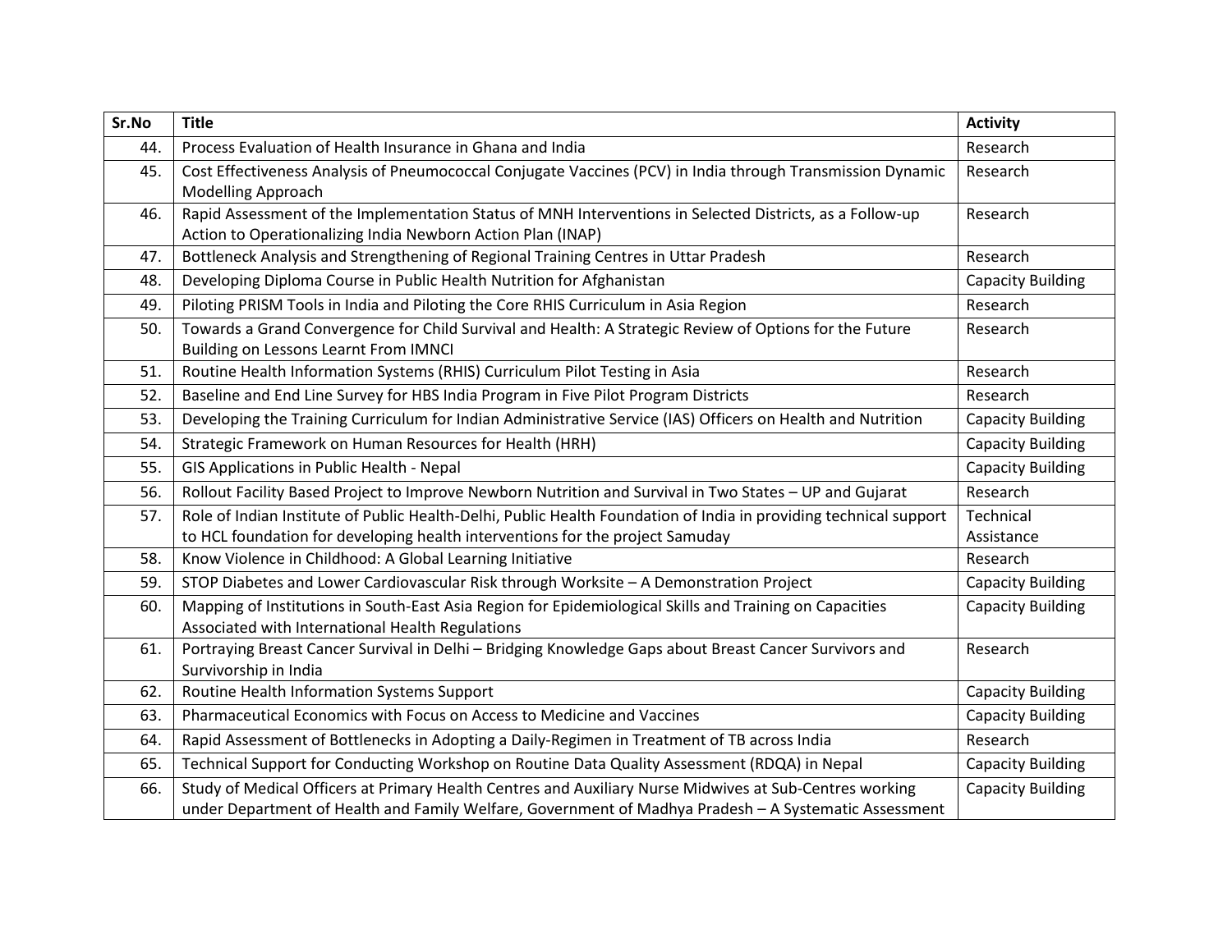| Sr.No | Title | Activity |
|---|---|---|
| 44. | Process Evaluation of Health Insurance in Ghana and India | Research |
| 45. | Cost Effectiveness Analysis of Pneumococcal Conjugate Vaccines (PCV) in India through Transmission Dynamic Modelling Approach | Research |
| 46. | Rapid Assessment of the Implementation Status of MNH Interventions in Selected Districts, as a Follow-up Action to Operationalizing India Newborn Action Plan (INAP) | Research |
| 47. | Bottleneck Analysis and Strengthening of Regional Training Centres in Uttar Pradesh | Research |
| 48. | Developing Diploma Course in Public Health Nutrition for Afghanistan | Capacity Building |
| 49. | Piloting PRISM Tools in India and Piloting the Core RHIS Curriculum in Asia Region | Research |
| 50. | Towards a Grand Convergence for Child Survival and Health: A Strategic Review of Options for the Future Building on Lessons Learnt From IMNCI | Research |
| 51. | Routine Health Information Systems (RHIS) Curriculum Pilot Testing in Asia | Research |
| 52. | Baseline and End Line Survey for HBS India Program in Five Pilot Program Districts | Research |
| 53. | Developing the Training Curriculum for Indian Administrative Service (IAS) Officers on Health and Nutrition | Capacity Building |
| 54. | Strategic Framework on Human Resources for Health (HRH) | Capacity Building |
| 55. | GIS Applications in Public Health - Nepal | Capacity Building |
| 56. | Rollout Facility Based Project to Improve Newborn Nutrition and Survival in Two States – UP and Gujarat | Research |
| 57. | Role of Indian Institute of Public Health-Delhi, Public Health Foundation of India in providing technical support to HCL foundation for developing health interventions for the project Samuday | Technical Assistance |
| 58. | Know Violence in Childhood: A Global Learning Initiative | Research |
| 59. | STOP Diabetes and Lower Cardiovascular Risk through Worksite – A Demonstration Project | Capacity Building |
| 60. | Mapping of Institutions in South-East Asia Region for Epidemiological Skills and Training on Capacities Associated with International Health Regulations | Capacity Building |
| 61. | Portraying Breast Cancer Survival in Delhi – Bridging Knowledge Gaps about Breast Cancer Survivors and Survivorship in India | Research |
| 62. | Routine Health Information Systems Support | Capacity Building |
| 63. | Pharmaceutical Economics with Focus on Access to Medicine and Vaccines | Capacity Building |
| 64. | Rapid Assessment of Bottlenecks in Adopting a Daily-Regimen in Treatment of TB across India | Research |
| 65. | Technical Support for Conducting Workshop on Routine Data Quality Assessment (RDQA) in Nepal | Capacity Building |
| 66. | Study of Medical Officers at Primary Health Centres and Auxiliary Nurse Midwives at Sub-Centres working under Department of Health and Family Welfare, Government of Madhya Pradesh – A Systematic Assessment | Capacity Building |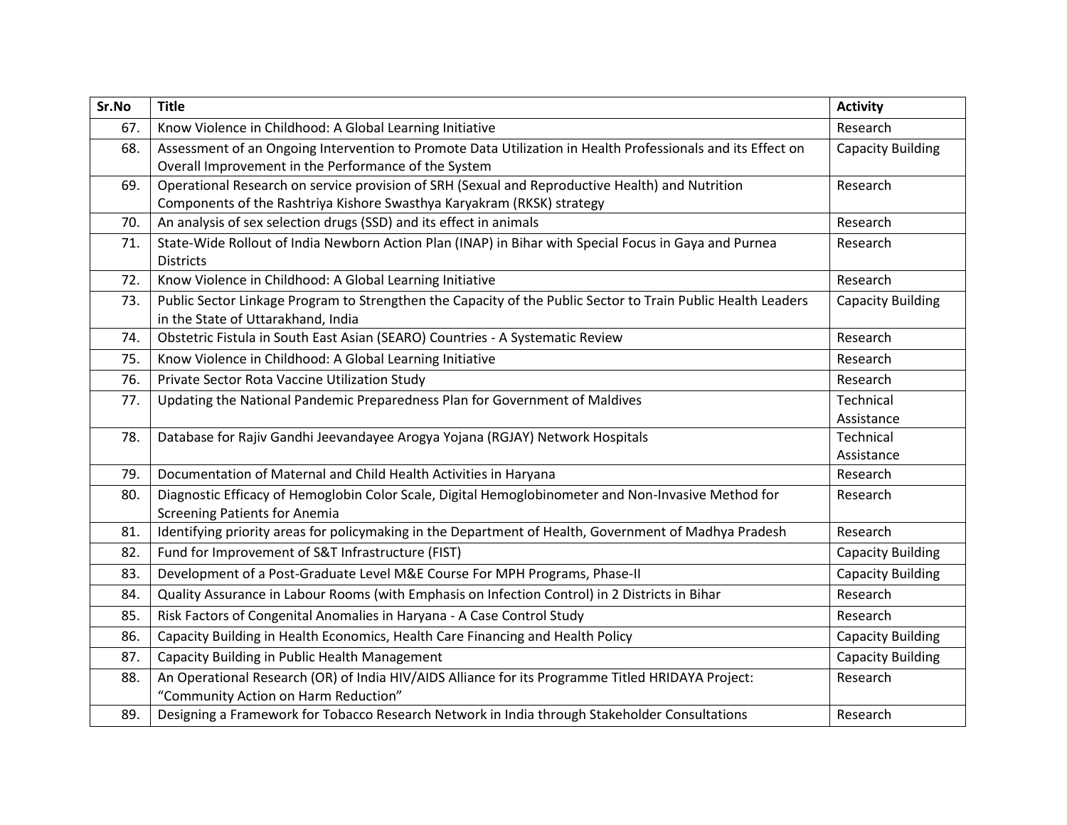| Sr.No | Title | Activity |
|---|---|---|
| 67. | Know Violence in Childhood: A Global Learning Initiative | Research |
| 68. | Assessment of an Ongoing Intervention to Promote Data Utilization in Health Professionals and its Effect on Overall Improvement in the Performance of the System | Capacity Building |
| 69. | Operational Research on service provision of SRH (Sexual and Reproductive Health) and Nutrition Components of the Rashtriya Kishore Swasthya Karyakram (RKSK) strategy | Research |
| 70. | An analysis of sex selection drugs (SSD) and its effect in animals | Research |
| 71. | State-Wide Rollout of India Newborn Action Plan (INAP) in Bihar with Special Focus in Gaya and Purnea Districts | Research |
| 72. | Know Violence in Childhood: A Global Learning Initiative | Research |
| 73. | Public Sector Linkage Program to Strengthen the Capacity of the Public Sector to Train Public Health Leaders in the State of Uttarakhand, India | Capacity Building |
| 74. | Obstetric Fistula in South East Asian (SEARO) Countries - A Systematic Review | Research |
| 75. | Know Violence in Childhood: A Global Learning Initiative | Research |
| 76. | Private Sector Rota Vaccine Utilization Study | Research |
| 77. | Updating the National Pandemic Preparedness Plan for Government of Maldives | Technical Assistance |
| 78. | Database for Rajiv Gandhi Jeevandayee Arogya Yojana (RGJAY) Network Hospitals | Technical Assistance |
| 79. | Documentation of Maternal and Child Health Activities in Haryana | Research |
| 80. | Diagnostic Efficacy of Hemoglobin Color Scale, Digital Hemoglobinometer and Non-Invasive Method for Screening Patients for Anemia | Research |
| 81. | Identifying priority areas for policymaking in the Department of Health, Government of Madhya Pradesh | Research |
| 82. | Fund for Improvement of S&T Infrastructure (FIST) | Capacity Building |
| 83. | Development of a Post-Graduate Level M&E Course For MPH Programs, Phase-II | Capacity Building |
| 84. | Quality Assurance in Labour Rooms (with Emphasis on Infection Control) in 2 Districts in Bihar | Research |
| 85. | Risk Factors of Congenital Anomalies in Haryana - A Case Control Study | Research |
| 86. | Capacity Building in Health Economics, Health Care Financing and Health Policy | Capacity Building |
| 87. | Capacity Building in Public Health Management | Capacity Building |
| 88. | An Operational Research (OR) of India HIV/AIDS Alliance for its Programme Titled HRIDAYA Project: "Community Action on Harm Reduction" | Research |
| 89. | Designing a Framework for Tobacco Research Network in India through Stakeholder Consultations | Research |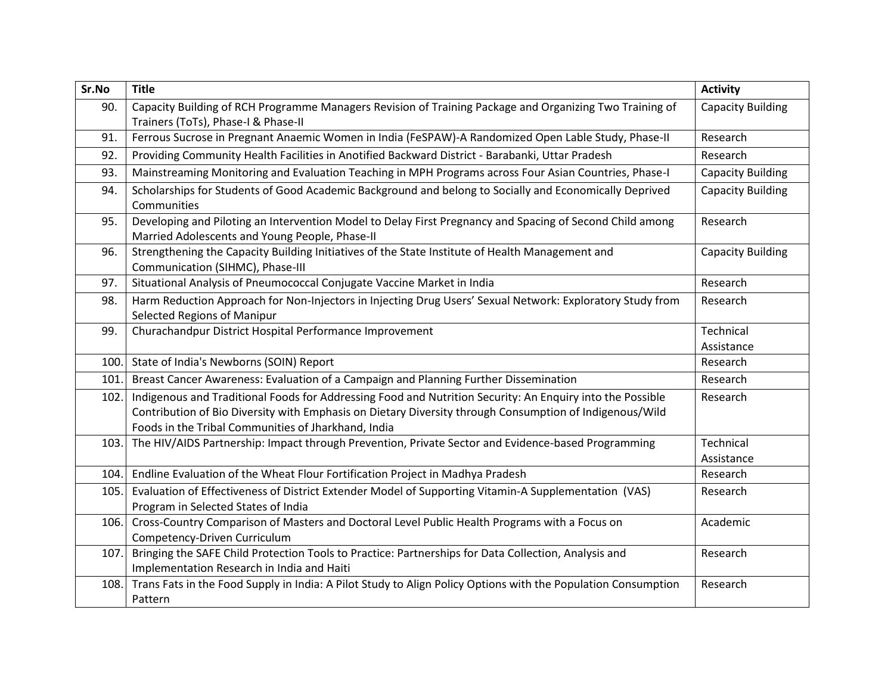| Sr.No | Title | Activity |
|---|---|---|
| 90. | Capacity Building of RCH Programme Managers Revision of Training Package and Organizing Two Training of Trainers (ToTs), Phase-I & Phase-II | Capacity Building |
| 91. | Ferrous Sucrose in Pregnant Anaemic Women in India (FeSPAW)-A Randomized Open Lable Study, Phase-II | Research |
| 92. | Providing Community Health Facilities in Anotified Backward District - Barabanki, Uttar Pradesh | Research |
| 93. | Mainstreaming Monitoring and Evaluation Teaching in MPH Programs across Four Asian Countries, Phase-I | Capacity Building |
| 94. | Scholarships for Students of Good Academic Background and belong to Socially and Economically Deprived Communities | Capacity Building |
| 95. | Developing and Piloting an Intervention Model to Delay First Pregnancy and Spacing of Second Child among Married Adolescents and Young People, Phase-II | Research |
| 96. | Strengthening the Capacity Building Initiatives of the State Institute of Health Management and Communication (SIHMC), Phase-III | Capacity Building |
| 97. | Situational Analysis of Pneumococcal Conjugate Vaccine Market in India | Research |
| 98. | Harm Reduction Approach for Non-Injectors in Injecting Drug Users' Sexual Network: Exploratory Study from Selected Regions of Manipur | Research |
| 99. | Churachandpur District Hospital Performance Improvement | Technical Assistance |
| 100. | State of India's Newborns (SOIN) Report | Research |
| 101. | Breast Cancer Awareness: Evaluation of a Campaign and Planning Further Dissemination | Research |
| 102. | Indigenous and Traditional Foods for Addressing Food and Nutrition Security: An Enquiry into the Possible Contribution of Bio Diversity with Emphasis on Dietary Diversity through Consumption of Indigenous/Wild Foods in the Tribal Communities of Jharkhand, India | Research |
| 103. | The HIV/AIDS Partnership: Impact through Prevention, Private Sector and Evidence-based Programming | Technical Assistance |
| 104. | Endline Evaluation of the Wheat Flour Fortification Project in Madhya Pradesh | Research |
| 105. | Evaluation of Effectiveness of District Extender Model of Supporting Vitamin-A Supplementation (VAS) Program in Selected States of India | Research |
| 106. | Cross-Country Comparison of Masters and Doctoral Level Public Health Programs with a Focus on Competency-Driven Curriculum | Academic |
| 107. | Bringing the SAFE Child Protection Tools to Practice: Partnerships for Data Collection, Analysis and Implementation Research in India and Haiti | Research |
| 108. | Trans Fats in the Food Supply in India: A Pilot Study to Align Policy Options with the Population Consumption Pattern | Research |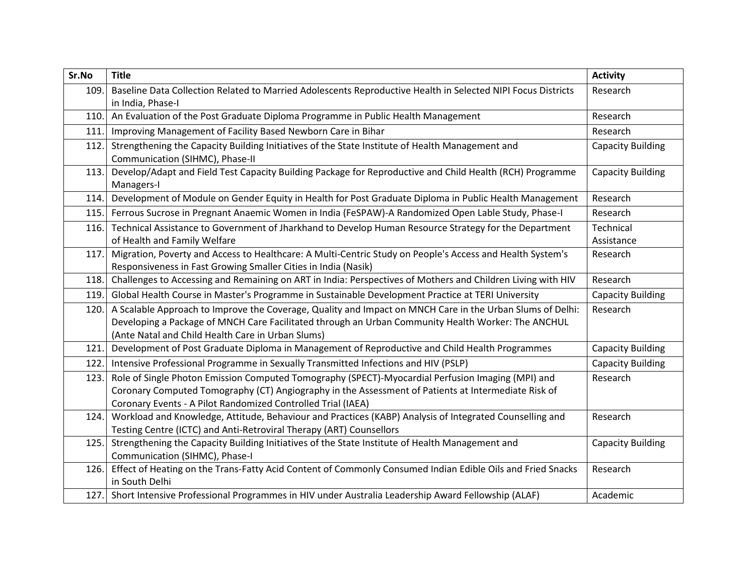| Sr.No | Title | Activity |
|---|---|---|
| 109. | Baseline Data Collection Related to Married Adolescents Reproductive Health in Selected NIPI Focus Districts in India, Phase-I | Research |
| 110. | An Evaluation of the Post Graduate Diploma Programme in Public Health Management | Research |
| 111. | Improving Management of Facility Based Newborn Care in Bihar | Research |
| 112. | Strengthening the Capacity Building Initiatives of the State Institute of Health Management and Communication (SIHMC), Phase-II | Capacity Building |
| 113. | Develop/Adapt and Field Test Capacity Building Package for Reproductive and Child Health (RCH) Programme Managers-I | Capacity Building |
| 114. | Development of Module on Gender Equity in Health for Post Graduate Diploma in Public Health Management | Research |
| 115. | Ferrous Sucrose in Pregnant Anaemic Women in India (FeSPAW)-A Randomized Open Lable Study, Phase-I | Research |
| 116. | Technical Assistance to Government of Jharkhand to Develop Human Resource Strategy for the Department of Health and Family Welfare | Technical Assistance |
| 117. | Migration, Poverty and Access to Healthcare: A Multi-Centric Study on People's Access and Health System's Responsiveness in Fast Growing Smaller Cities in India (Nasik) | Research |
| 118. | Challenges to Accessing and Remaining on ART in India: Perspectives of Mothers and Children Living with HIV | Research |
| 119. | Global Health Course in Master's Programme in Sustainable Development Practice at TERI University | Capacity Building |
| 120. | A Scalable Approach to Improve the Coverage, Quality and Impact on MNCH Care in the Urban Slums of Delhi: Developing a Package of MNCH Care Facilitated through an Urban Community Health Worker: The ANCHUL (Ante Natal and Child Health Care in Urban Slums) | Research |
| 121. | Development of Post Graduate Diploma in Management of Reproductive and Child Health Programmes | Capacity Building |
| 122. | Intensive Professional Programme in Sexually Transmitted Infections and HIV (PSLP) | Capacity Building |
| 123. | Role of Single Photon Emission Computed Tomography (SPECT)-Myocardial Perfusion Imaging (MPI) and Coronary Computed Tomography (CT) Angiography in the Assessment of Patients at Intermediate Risk of Coronary Events - A Pilot Randomized Controlled Trial (IAEA) | Research |
| 124. | Workload and Knowledge, Attitude, Behaviour and Practices (KABP) Analysis of Integrated Counselling and Testing Centre (ICTC) and Anti-Retroviral Therapy (ART) Counsellors | Research |
| 125. | Strengthening the Capacity Building Initiatives of the State Institute of Health Management and Communication (SIHMC), Phase-I | Capacity Building |
| 126. | Effect of Heating on the Trans-Fatty Acid Content of Commonly Consumed Indian Edible Oils and Fried Snacks in South Delhi | Research |
| 127. | Short Intensive Professional Programmes in HIV under Australia Leadership Award Fellowship (ALAF) | Academic |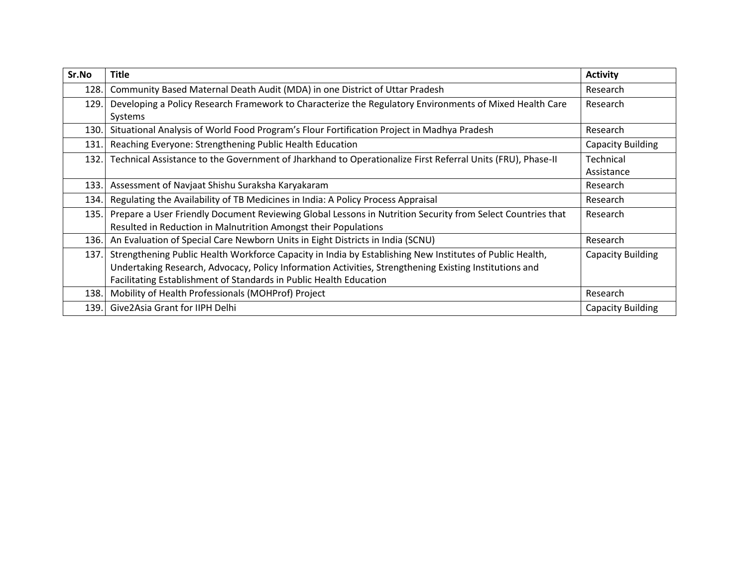| Sr.No | Title | Activity |
|---|---|---|
| 128. | Community Based Maternal Death Audit (MDA) in one District of Uttar Pradesh | Research |
| 129. | Developing a Policy Research Framework to Characterize the Regulatory Environments of Mixed Health Care Systems | Research |
| 130. | Situational Analysis of World Food Program's Flour Fortification Project in Madhya Pradesh | Research |
| 131. | Reaching Everyone: Strengthening Public Health Education | Capacity Building |
| 132. | Technical Assistance to the Government of Jharkhand to Operationalize First Referral Units (FRU), Phase-II | Technical Assistance |
| 133. | Assessment of Navjaat Shishu Suraksha Karyakaram | Research |
| 134. | Regulating the Availability of TB Medicines in India: A Policy Process Appraisal | Research |
| 135. | Prepare a User Friendly Document Reviewing Global Lessons in Nutrition Security from Select Countries that Resulted in Reduction in Malnutrition Amongst their Populations | Research |
| 136. | An Evaluation of Special Care Newborn Units in Eight Districts in India (SCNU) | Research |
| 137. | Strengthening Public Health Workforce Capacity in India by Establishing New Institutes of Public Health, Undertaking Research, Advocacy, Policy Information Activities, Strengthening Existing Institutions and Facilitating Establishment of Standards in Public Health Education | Capacity Building |
| 138. | Mobility of Health Professionals (MOHProf) Project | Research |
| 139. | Give2Asia Grant for IIPH Delhi | Capacity Building |